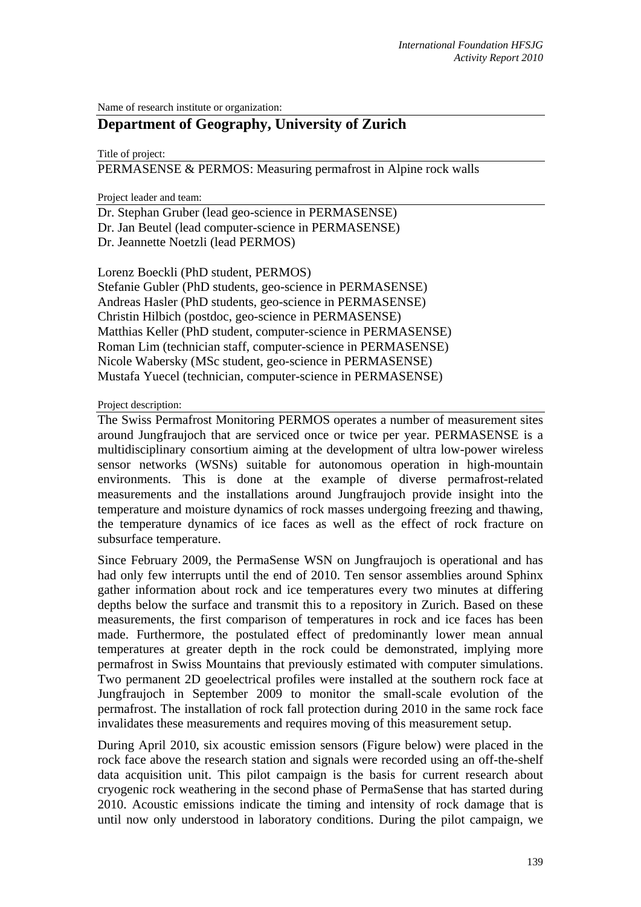Name of research institute or organization:

# Department of Geography, University of Zurich

Title of project:

PERMASENSE & PERMOS: Measuring permafrost in Alpine rock walls

Project leader and team:

Dr. Stephan Gruber (lead geo-science in PERMASENSE)
Dr. Jan Beutel (lead computer-science in PERMASENSE)
Dr. Jeannette Noetzli (lead PERMOS)

Lorenz Boeckli (PhD student, PERMOS)
Stefanie Gubler (PhD students, geo-science in PERMASENSE)
Andreas Hasler (PhD students, geo-science in PERMASENSE)
Christin Hilbich (postdoc, geo-science in PERMASENSE)
Matthias Keller (PhD student, computer-science in PERMASENSE)
Roman Lim (technician staff, computer-science in PERMASENSE)
Nicole Wabersky (MSc student, geo-science in PERMASENSE)
Mustafa Yuecel (technician, computer-science in PERMASENSE)

Project description:

The Swiss Permafrost Monitoring PERMOS operates a number of measurement sites around Jungfraujoch that are serviced once or twice per year. PERMASENSE is a multidisciplinary consortium aiming at the development of ultra low-power wireless sensor networks (WSNs) suitable for autonomous operation in high-mountain environments. This is done at the example of diverse permafrost-related measurements and the installations around Jungfraujoch provide insight into the temperature and moisture dynamics of rock masses undergoing freezing and thawing, the temperature dynamics of ice faces as well as the effect of rock fracture on subsurface temperature.

Since February 2009, the PermaSense WSN on Jungfraujoch is operational and has had only few interrupts until the end of 2010. Ten sensor assemblies around Sphinx gather information about rock and ice temperatures every two minutes at differing depths below the surface and transmit this to a repository in Zurich. Based on these measurements, the first comparison of temperatures in rock and ice faces has been made. Furthermore, the postulated effect of predominantly lower mean annual temperatures at greater depth in the rock could be demonstrated, implying more permafrost in Swiss Mountains that previously estimated with computer simulations. Two permanent 2D geoelectrical profiles were installed at the southern rock face at Jungfraujoch in September 2009 to monitor the small-scale evolution of the permafrost. The installation of rock fall protection during 2010 in the same rock face invalidates these measurements and requires moving of this measurement setup.

During April 2010, six acoustic emission sensors (Figure below) were placed in the rock face above the research station and signals were recorded using an off-the-shelf data acquisition unit. This pilot campaign is the basis for current research about cryogenic rock weathering in the second phase of PermaSense that has started during 2010. Acoustic emissions indicate the timing and intensity of rock damage that is until now only understood in laboratory conditions. During the pilot campaign, we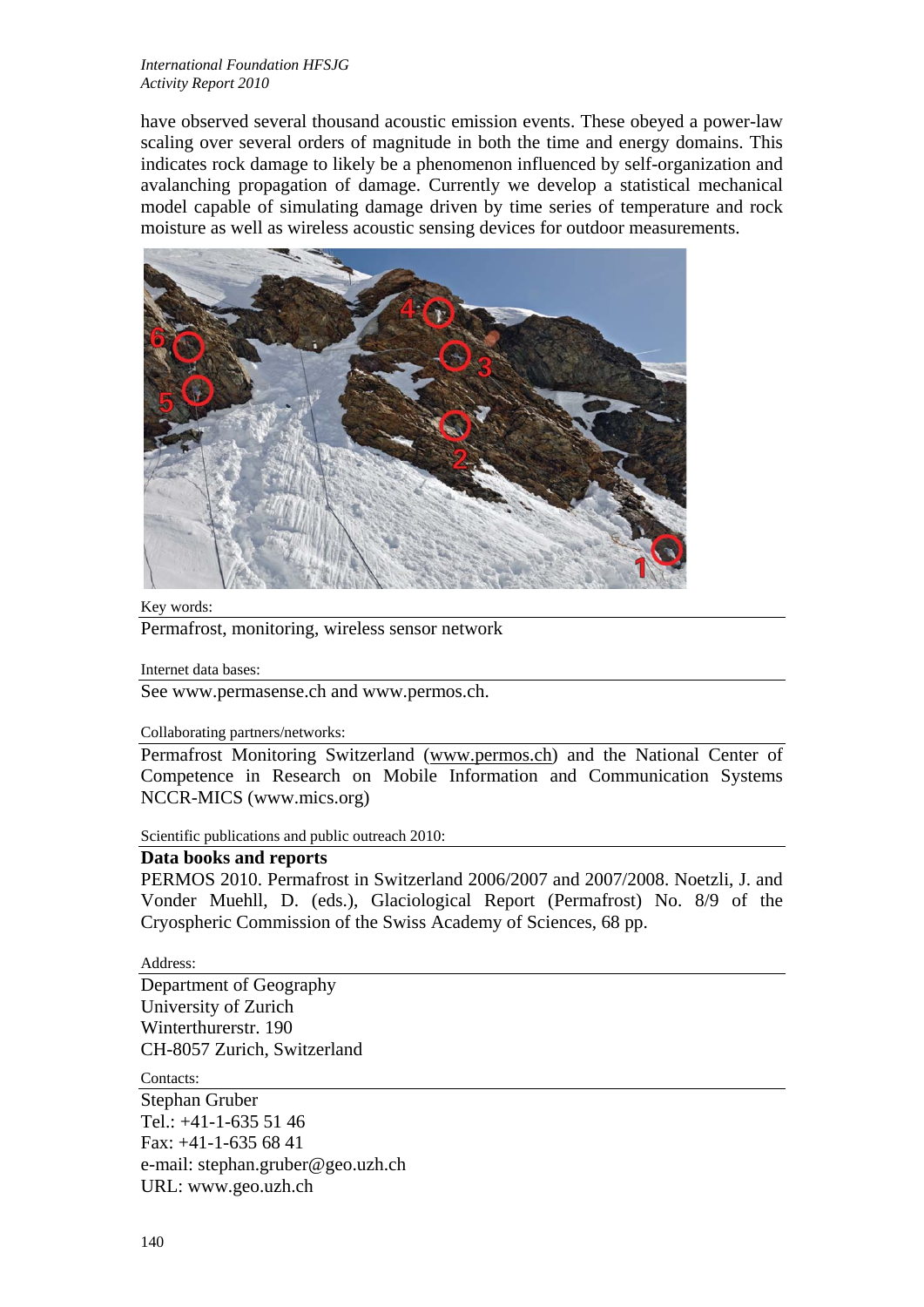have observed several thousand acoustic emission events. These obeyed a power-law scaling over several orders of magnitude in both the time and energy domains. This indicates rock damage to likely be a phenomenon influenced by self-organization and avalanching propagation of damage. Currently we develop a statistical mechanical model capable of simulating damage driven by time series of temperature and rock moisture as well as wireless acoustic sensing devices for outdoor measurements.

Key words:

Permafrost, monitoring, wireless sensor network

Internet data bases:

See www.permasense.ch and www.permos.ch.

Collaborating partners/networks:

Permafrost Monitoring Switzerland (www.permos.ch) and the National Center of Competence in Research on Mobile Information and Communication Systems NCCR-MICS (www.mics.org)

Scientific publications and public outreach 2010:

**Data books and reports**

PERMOS 2010. Permafrost in Switzerland 2006/2007 and 2007/2008. Noetzli, J. and Vonder Muehll, D. (eds.), Glaciological Report (Permafrost) No. 8/9 of the Cryospheric Commission of the Swiss Academy of Sciences, 68 pp.

Address:

Department of Geography
University of Zurich
Winterthurerstr. 190
CH-8057 Zurich, Switzerland

Contacts:

Stephan Gruber
Tel.: +41-1-635 51 46
Fax: +41-1-635 68 41
e-mail: stephan.gruber@geo.uzh.ch
URL: www.geo.uzh.ch